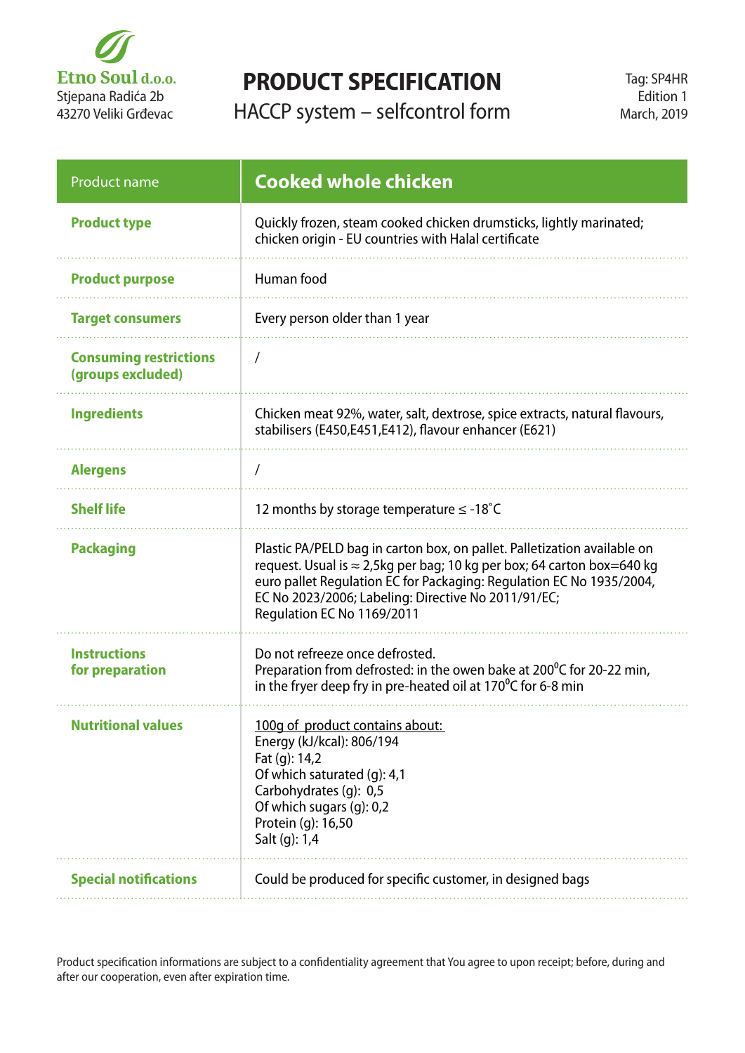**Etno Soul d.o.o.**
Stjepana Radića 2b
43270 Veliki Grđevac

# PRODUCT SPECIFICATION

## HACCP system – selfcontrol form

Tag: SP4HR
Edition 1
March, 2019

| Product name | Cooked whole chicken |
|---|---|
| **Product type** | Quickly frozen, steam cooked chicken drumsticks, lightly marinated; chicken origin - EU countries with Halal certificate |
| **Product purpose** | Human food |
| **Target consumers** | Every person older than 1 year |
| **Consuming restrictions (groups excluded)** | / |
| **Ingredients** | Chicken meat 92%, water, salt, dextrose, spice extracts, natural flavours, stabilisers (E450,E451,E412), flavour enhancer (E621) |
| **Alergens** | / |
| **Shelf life** | 12 months by storage temperature ≤ -18˚C |
| **Packaging** | Plastic PA/PELD bag in carton box, on pallet. Palletization available on request. Usual is ≈ 2,5kg per bag; 10 kg per box; 64 carton box=640 kg euro pallet Regulation EC for Packaging: Regulation EC No 1935/2004, EC No 2023/2006; Labeling: Directive No 2011/91/EC; Regulation EC No 1169/2011 |
| **Instructions for preparation** | Do not refreeze once defrosted.<br>Preparation from defrosted: in the owen bake at 200$^0$C for 20-22 min, in the fryer deep fry in pre-heated oil at 170$^0$C for 6-8 min |
| **Nutritional values** | 100g of product contains about:<br>Energy (kJ/kcal): 806/194<br>Fat (g): 14,2<br>Of which saturated (g): 4,1<br>Carbohydrates (g): 0,5<br>Of which sugars (g): 0,2<br>Protein (g): 16,50<br>Salt (g): 1,4 |
| **Special notifications** | Could be produced for specific customer, in designed bags |

Product specification informations are subject to a confidentiality agreement that You agree to upon receipt; before, during and after our cooperation, even after expiration time.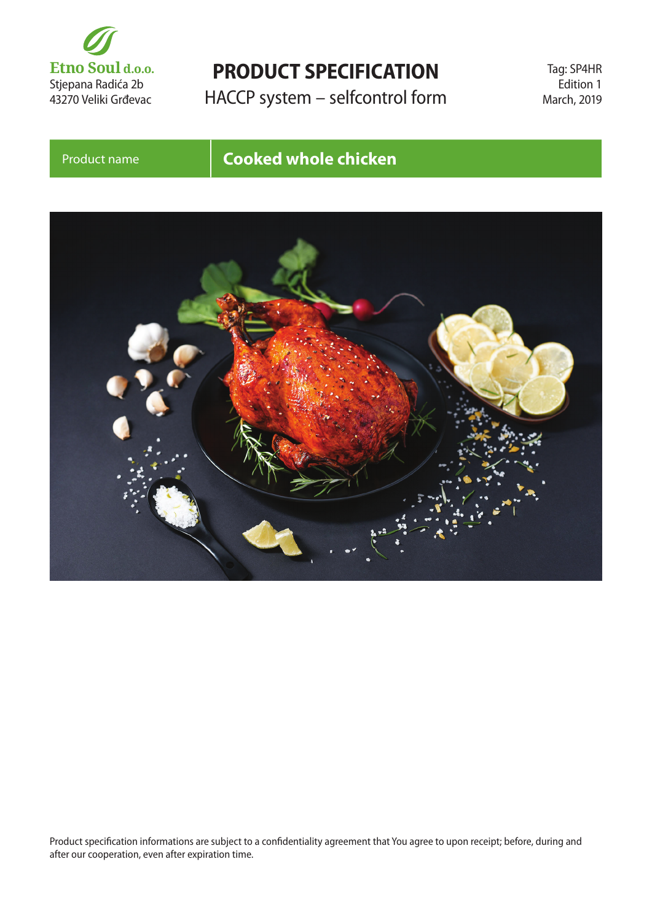Etno Soul d.o.o.
Stjepana Radića 2b
43270 Veliki Grđevac

# PRODUCT SPECIFICATION

HACCP system – selfcontrol form

Tag: SP4HR
Edition 1
March, 2019

| Product name | **Cooked whole chicken** |
| --- | --- |

Product specification informations are subject to a confidentiality agreement that You agree to upon receipt; before, during and after our cooperation, even after expiration time.